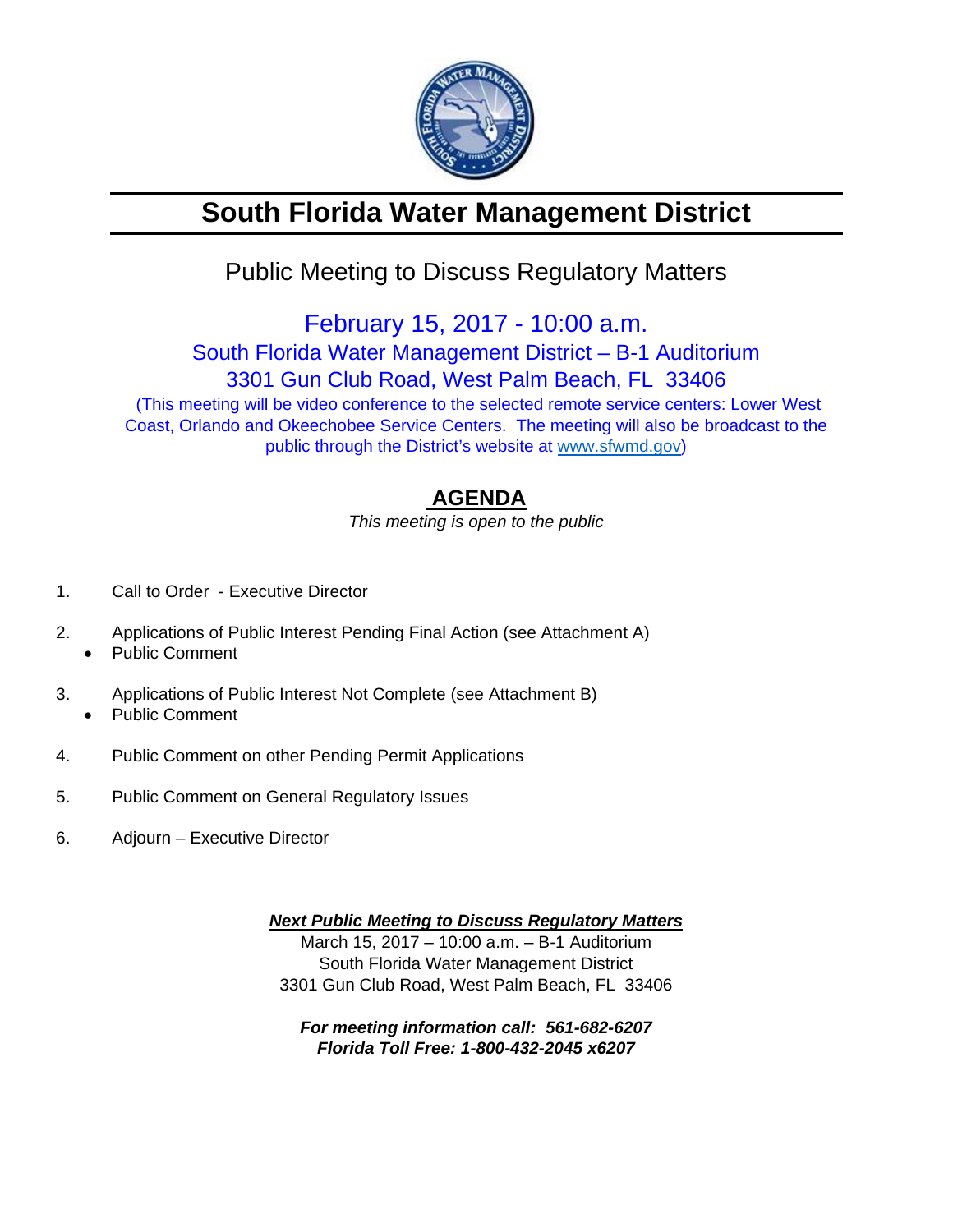# South Florida Water Management District

## Public Meeting to Discuss Regulatory Matters

February 15, 2017 - 10:00 a.m.
South Florida Water Management District – B-1 Auditorium
3301 Gun Club Road, West Palm Beach, FL 33406
(This meeting will be video conference to the selected remote service centers: Lower West Coast, Orlando and Okeechobee Service Centers. The meeting will also be broadcast to the public through the District's website at www.sfwmd.gov)

## AGENDA

*This meeting is open to the public*

1. Call to Order - Executive Director
2. Applications of Public Interest Pending Final Action (see Attachment A)
   - Public Comment
3. Applications of Public Interest Not Complete (see Attachment B)
   - Public Comment
4. Public Comment on other Pending Permit Applications
5. Public Comment on General Regulatory Issues
6. Adjourn – Executive Director

***Next Public Meeting to Discuss Regulatory Matters***
March 15, 2017 – 10:00 a.m. – B-1 Auditorium
South Florida Water Management District
3301 Gun Club Road, West Palm Beach, FL 33406

***For meeting information call: 561-682-6207***
***Florida Toll Free: 1-800-432-2045 x6207***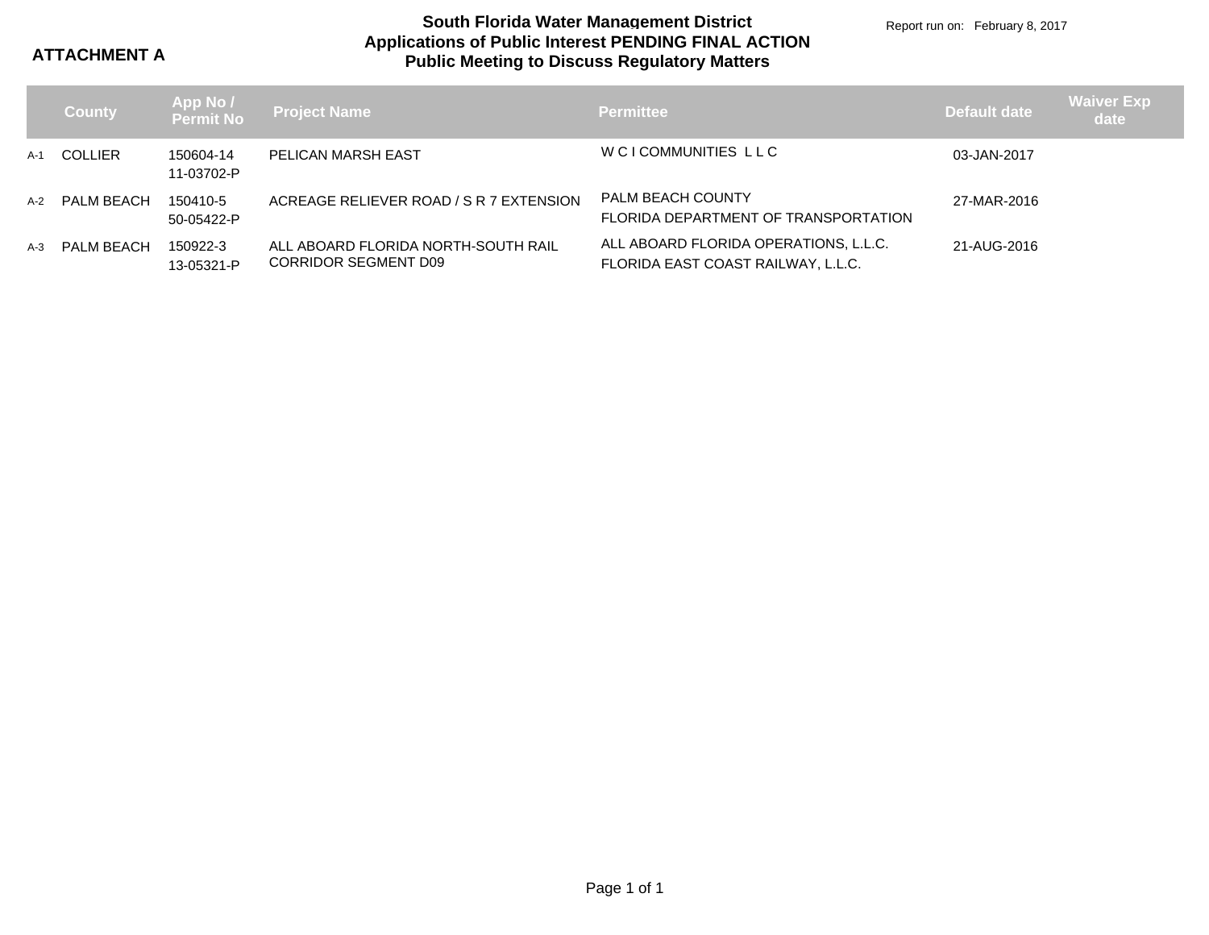**ATTACHMENT A**

# South Florida Water Management District
## Applications of Public Interest PENDING FINAL ACTION
## Public Meeting to Discuss Regulatory Matters

Report run on: February 8, 2017

| | County | App No / Permit No | Project Name | Permittee | Default date | Waiver Exp date |
|---|---|---|---|---|---|---|
| A-1 | COLLIER | 150604-14<br>11-03702-P | PELICAN MARSH EAST | W C I COMMUNITIES L L C | 03-JAN-2017 | |
| A-2 | PALM BEACH | 150410-5<br>50-05422-P | ACREAGE RELIEVER ROAD / S R 7 EXTENSION | PALM BEACH COUNTY<br>FLORIDA DEPARTMENT OF TRANSPORTATION | 27-MAR-2016 | |
| A-3 | PALM BEACH | 150922-3<br>13-05321-P | ALL ABOARD FLORIDA NORTH-SOUTH RAIL CORRIDOR SEGMENT D09 | ALL ABOARD FLORIDA OPERATIONS, L.L.C.<br>FLORIDA EAST COAST RAILWAY, L.L.C. | 21-AUG-2016 | |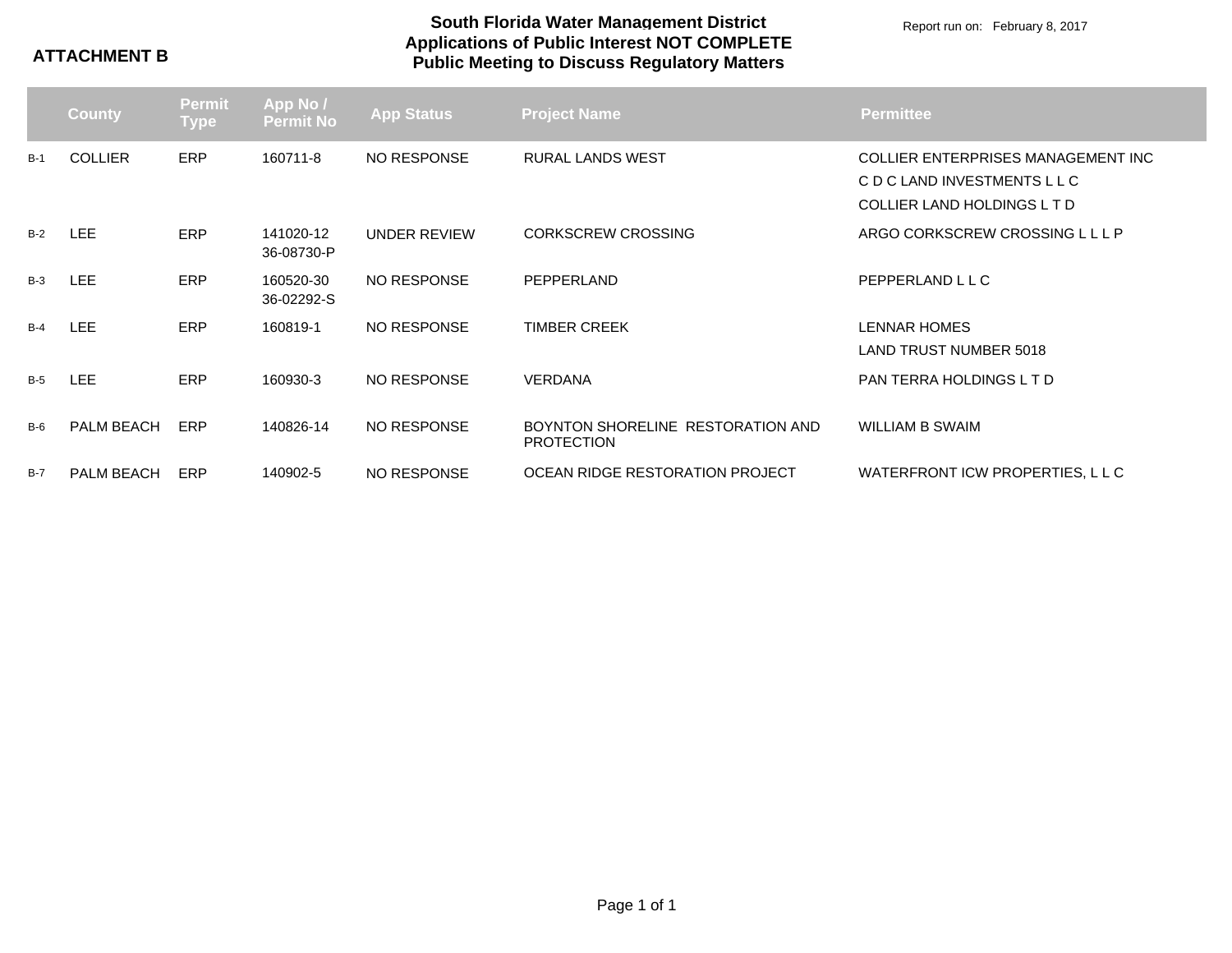**ATTACHMENT B**

# South Florida Water Management District
## Applications of Public Interest NOT COMPLETE
## Public Meeting to Discuss Regulatory Matters

Report run on: February 8, 2017

| | County | Permit Type | App No / Permit No | App Status | Project Name | Permittee |
|---|---|---|---|---|---|---|
| B-1 | COLLIER | ERP | 160711-8 | NO RESPONSE | RURAL LANDS WEST | COLLIER ENTERPRISES MANAGEMENT INC<br>C D C LAND INVESTMENTS L L C<br>COLLIER LAND HOLDINGS L T D |
| B-2 | LEE | ERP | 141020-12<br>36-08730-P | UNDER REVIEW | CORKSCREW CROSSING | ARGO CORKSCREW CROSSING L L L P |
| B-3 | LEE | ERP | 160520-30<br>36-02292-S | NO RESPONSE | PEPPERLAND | PEPPERLAND L L C |
| B-4 | LEE | ERP | 160819-1 | NO RESPONSE | TIMBER CREEK | LENNAR HOMES<br>LAND TRUST NUMBER 5018 |
| B-5 | LEE | ERP | 160930-3 | NO RESPONSE | VERDANA | PAN TERRA HOLDINGS L T D |
| B-6 | PALM BEACH | ERP | 140826-14 | NO RESPONSE | BOYNTON SHORELINE RESTORATION AND PROTECTION | WILLIAM B SWAIM |
| B-7 | PALM BEACH | ERP | 140902-5 | NO RESPONSE | OCEAN RIDGE RESTORATION PROJECT | WATERFRONT ICW PROPERTIES, L L C |